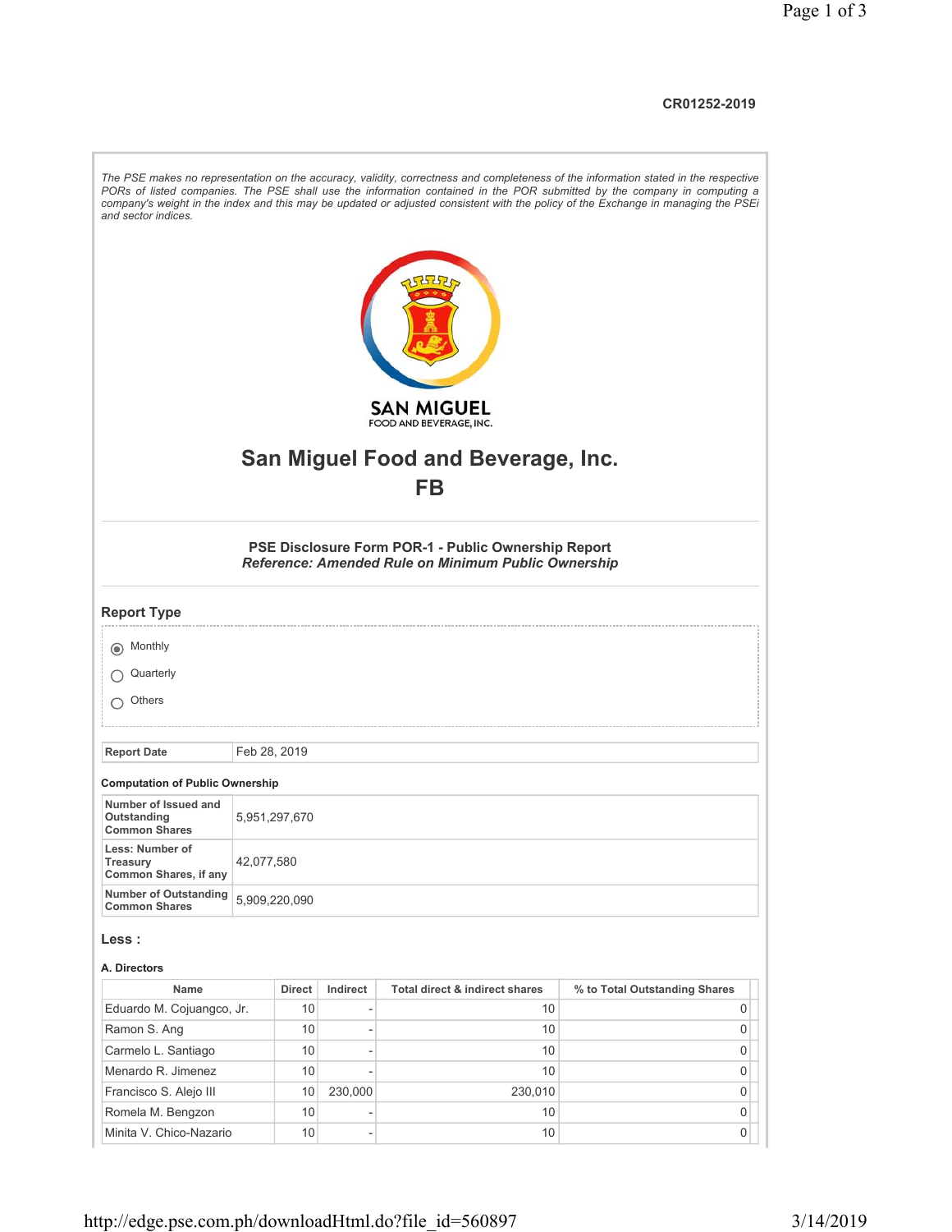CR01252-2019

*The PSE makes no representation on the accuracy, validity, correctness and completeness of the information stated in the respective PORs of listed companies. The PSE shall use the information contained in the POR submitted by the company in computing a company's weight in the index and this may be updated or adjusted consistent with the policy of the Exchange in managing the PSEi and sector indices.*

SAN MIGUEL
FOOD AND BEVERAGE, INC.

# San Miguel Food and Beverage, Inc.
# FB

### PSE Disclosure Form POR-1 - Public Ownership Report
***Reference: Amended Rule on Minimum Public Ownership***

## Report Type

- (•) Monthly
- ( ) Quarterly
- ( ) Others

| Report Date | Feb 28, 2019 |
|---|---|

**Computation of Public Ownership**

| Number of Issued and Outstanding Common Shares | 5,951,297,670 |
|---|---|
| Less: Number of Treasury Common Shares, if any | 42,077,580 |
| Number of Outstanding Common Shares | 5,909,220,090 |

## Less :

**A. Directors**

| Name | Direct | Indirect | Total direct & indirect shares | % to Total Outstanding Shares |
|---|---|---|---|---|
| Eduardo M. Cojuangco, Jr. | 10 | - | 10 | 0 |
| Ramon S. Ang | 10 | - | 10 | 0 |
| Carmelo L. Santiago | 10 | - | 10 | 0 |
| Menardo R. Jimenez | 10 | - | 10 | 0 |
| Francisco S. Alejo III | 10 | 230,000 | 230,010 | 0 |
| Romela M. Bengzon | 10 | - | 10 | 0 |
| Minita V. Chico-Nazario | 10 | - | 10 | 0 |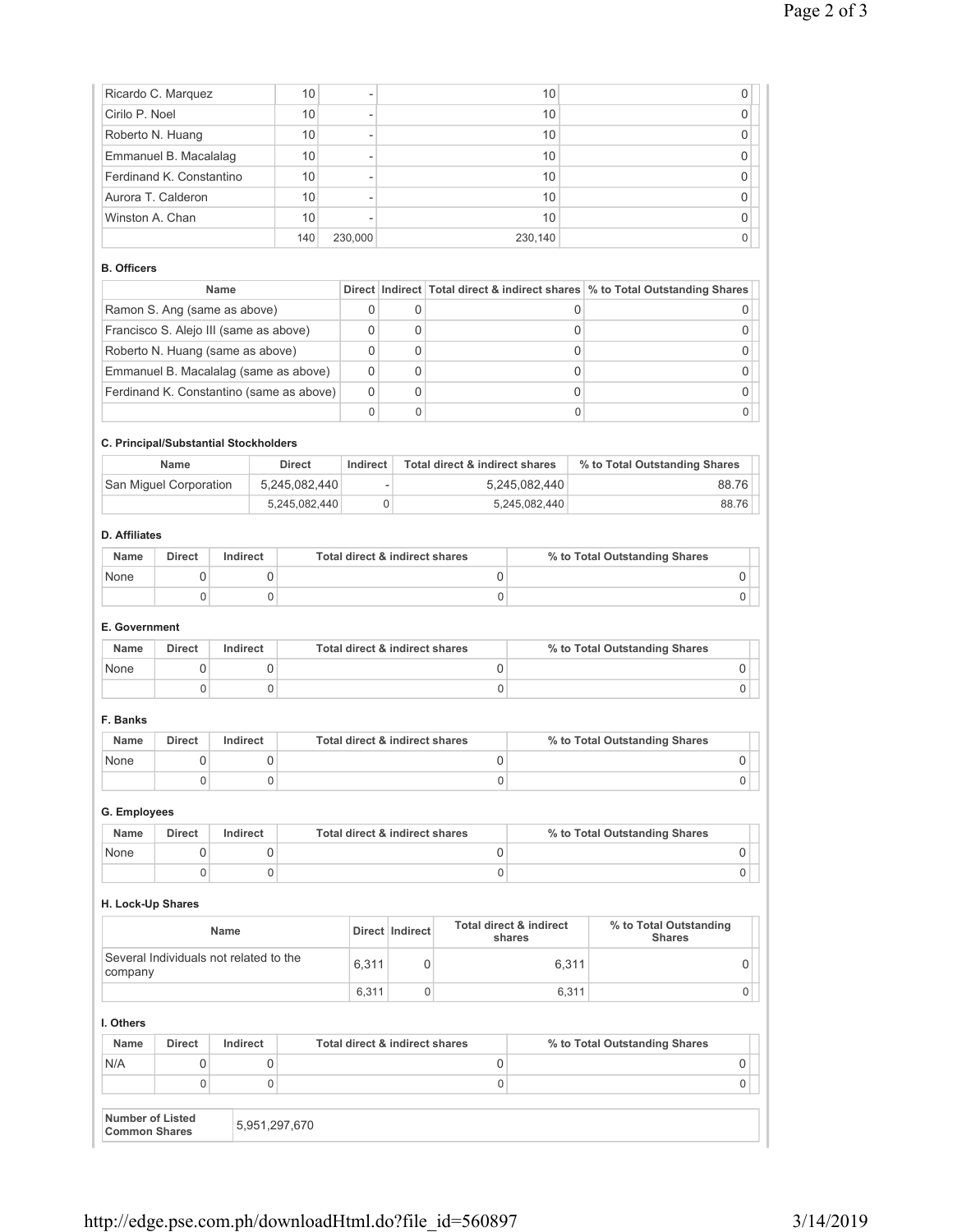| | | | | |
|---|---|---|---|---|
| Ricardo C. Marquez | 10 | - | 10 | 0 |
| Cirilo P. Noel | 10 | - | 10 | 0 |
| Roberto N. Huang | 10 | - | 10 | 0 |
| Emmanuel B. Macalalag | 10 | - | 10 | 0 |
| Ferdinand K. Constantino | 10 | - | 10 | 0 |
| Aurora T. Calderon | 10 | - | 10 | 0 |
| Winston A. Chan | 10 | - | 10 | 0 |
| | 140 | 230,000 | 230,140 | 0 |

**B. Officers**

| Name | Direct | Indirect | Total direct & indirect shares | % to Total Outstanding Shares |
|---|---|---|---|---|
| Ramon S. Ang (same as above) | 0 | 0 | 0 | 0 |
| Francisco S. Alejo III (same as above) | 0 | 0 | 0 | 0 |
| Roberto N. Huang (same as above) | 0 | 0 | 0 | 0 |
| Emmanuel B. Macalalag (same as above) | 0 | 0 | 0 | 0 |
| Ferdinand K. Constantino (same as above) | 0 | 0 | 0 | 0 |
| | 0 | 0 | 0 | 0 |

**C. Principal/Substantial Stockholders**

| Name | Direct | Indirect | Total direct & indirect shares | % to Total Outstanding Shares |
|---|---|---|---|---|
| San Miguel Corporation | 5,245,082,440 | - | 5,245,082,440 | 88.76 |
| | 5,245,082,440 | 0 | 5,245,082,440 | 88.76 |

**D. Affiliates**

| Name | Direct | Indirect | Total direct & indirect shares | % to Total Outstanding Shares |
|---|---|---|---|---|
| None | 0 | 0 | 0 | 0 |
| | 0 | 0 | 0 | 0 |

**E. Government**

| Name | Direct | Indirect | Total direct & indirect shares | % to Total Outstanding Shares |
|---|---|---|---|---|
| None | 0 | 0 | 0 | 0 |
| | 0 | 0 | 0 | 0 |

**F. Banks**

| Name | Direct | Indirect | Total direct & indirect shares | % to Total Outstanding Shares |
|---|---|---|---|---|
| None | 0 | 0 | 0 | 0 |
| | 0 | 0 | 0 | 0 |

**G. Employees**

| Name | Direct | Indirect | Total direct & indirect shares | % to Total Outstanding Shares |
|---|---|---|---|---|
| None | 0 | 0 | 0 | 0 |
| | 0 | 0 | 0 | 0 |

**H. Lock-Up Shares**

| Name | Direct | Indirect | Total direct & indirect shares | % to Total Outstanding Shares |
|---|---|---|---|---|
| Several Individuals not related to the company | 6,311 | 0 | 6,311 | 0 |
| | 6,311 | 0 | 6,311 | 0 |

**I. Others**

| Name | Direct | Indirect | Total direct & indirect shares | % to Total Outstanding Shares |
|---|---|---|---|---|
| N/A | 0 | 0 | 0 | 0 |
| | 0 | 0 | 0 | 0 |

| | |
|---|---|
| Number of Listed Common Shares | 5,951,297,670 |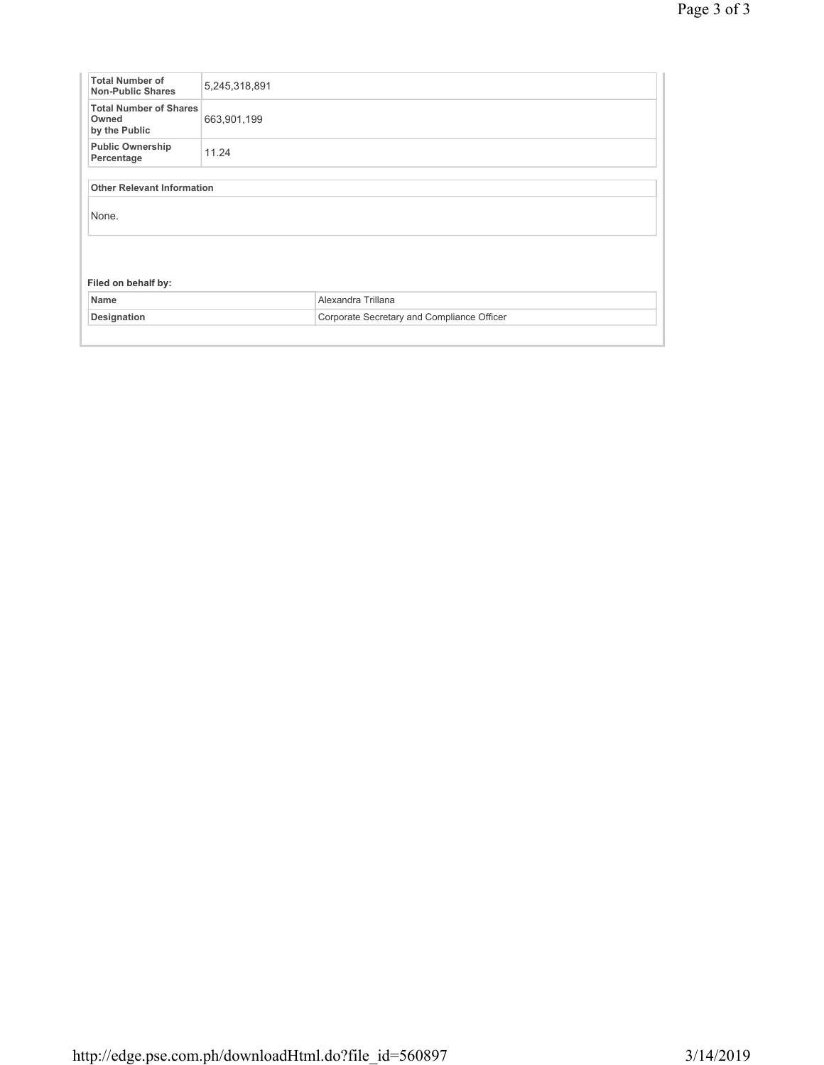| | |
|---|---|
| **Total Number of Non-Public Shares** | 5,245,318,891 |
| **Total Number of Shares Owned by the Public** | 663,901,199 |
| **Public Ownership Percentage** | 11.24 |

**Other Relevant Information**

None.

**Filed on behalf by:**

| | |
|---|---|
| **Name** | Alexandra Trillana |
| **Designation** | Corporate Secretary and Compliance Officer |